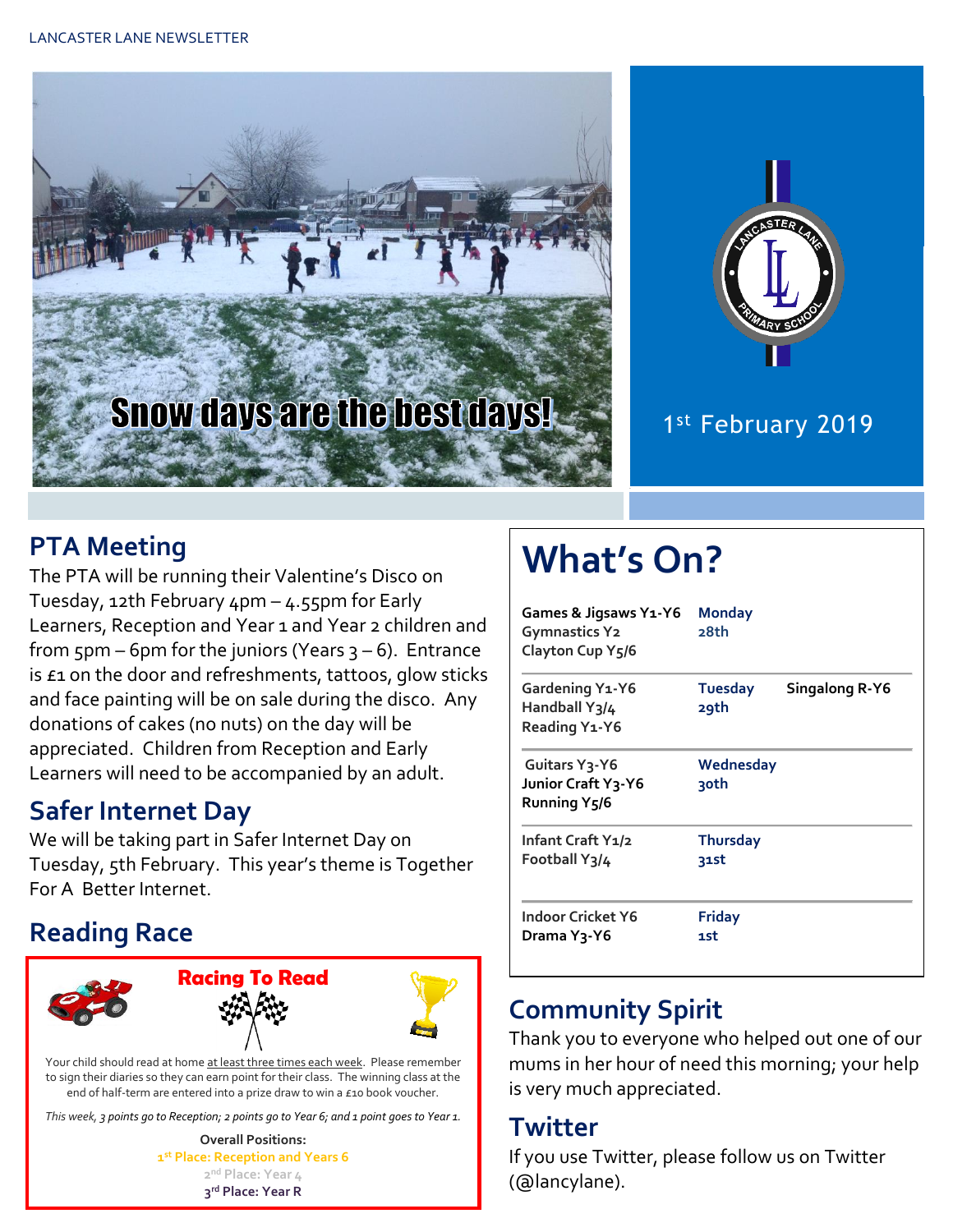LANCASTER LANE NEWSLETTER

Snow days are the best days!

1st February 2019

## PTA Meeting

The PTA will be running their Valentine's Disco on Tuesday, 12th February 4pm – 4.55pm for Early Learners, Reception and Year 1 and Year 2 children and from 5pm – 6pm for the juniors (Years 3 – 6). Entrance is £1 on the door and refreshments, tattoos, glow sticks and face painting will be on sale during the disco. Any donations of cakes (no nuts) on the day will be appreciated. Children from Reception and Early Learners will need to be accompanied by an adult.

## Safer Internet Day

We will be taking part in Safer Internet Day on Tuesday, 5th February. This year's theme is Together For A Better Internet.

## Reading Race

**Racing To Read**

Your child should read at home at least three times each week. Please remember to sign their diaries so they can earn point for their class. The winning class at the end of half-term are entered into a prize draw to win a £10 book voucher.

*This week, 3 points go to Reception; 2 points go to Year 6; and 1 point goes to Year 1.*

**Overall Positions:**

1st Place: Reception and Years 6

2nd Place: Year 4

3rd Place: Year R

# What's On?

| Activities | Day | |
|---|---|---|
| Games & Jigsaws Y1-Y6<br>Gymnastics Y2<br>Clayton Cup Y5/6 | Monday 28th | |
| Gardening Y1-Y6<br>Handball Y3/4<br>Reading Y1-Y6 | Tuesday 29th | Singalong R-Y6 |
| Guitars Y3-Y6<br>Junior Craft Y3-Y6<br>Running Y5/6 | Wednesday 30th | |
| Infant Craft Y1/2<br>Football Y3/4 | Thursday 31st | |
| Indoor Cricket Y6<br>Drama Y3-Y6 | Friday 1st | |

## Community Spirit

Thank you to everyone who helped out one of our mums in her hour of need this morning; your help is very much appreciated.

## Twitter

If you use Twitter, please follow us on Twitter (@lancylane).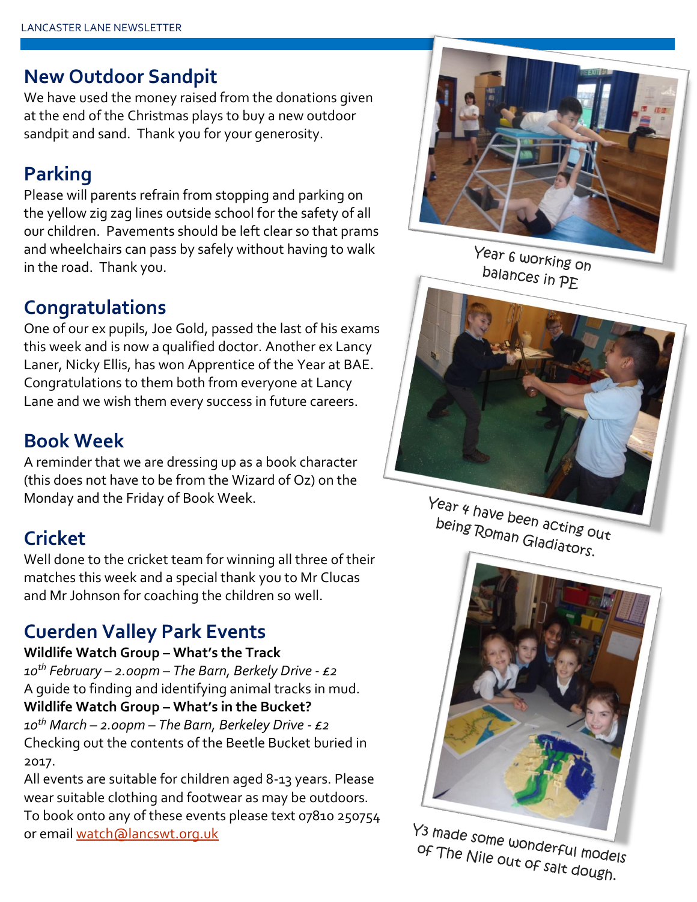## New Outdoor Sandpit

We have used the money raised from the donations given at the end of the Christmas plays to buy a new outdoor sandpit and sand. Thank you for your generosity.

## Parking

Please will parents refrain from stopping and parking on the yellow zig zag lines outside school for the safety of all our children. Pavements should be left clear so that prams and wheelchairs can pass by safely without having to walk in the road. Thank you.

## Congratulations

One of our ex pupils, Joe Gold, passed the last of his exams this week and is now a qualified doctor. Another ex Lancy Laner, Nicky Ellis, has won Apprentice of the Year at BAE. Congratulations to them both from everyone at Lancy Lane and we wish them every success in future careers.

## Book Week

A reminder that we are dressing up as a book character (this does not have to be from the Wizard of Oz) on the Monday and the Friday of Book Week.

## Cricket

Well done to the cricket team for winning all three of their matches this week and a special thank you to Mr Clucas and Mr Johnson for coaching the children so well.

## Cuerden Valley Park Events

**Wildlife Watch Group – What's the Track**
*10th February – 2.00pm – The Barn, Berkely Drive - £2*
A guide to finding and identifying animal tracks in mud.
**Wildlife Watch Group – What's in the Bucket?**
*10th March – 2.00pm – The Barn, Berkeley Drive - £2*
Checking out the contents of the Beetle Bucket buried in 2017.

All events are suitable for children aged 8-13 years. Please wear suitable clothing and footwear as may be outdoors. To book onto any of these events please text 07810 250754 or email watch@lancswt.org.uk

Year 6 working on balances in PE

Year 4 have been acting out being Roman Gladiators.

Y3 made some wonderful models of The Nile out of salt dough.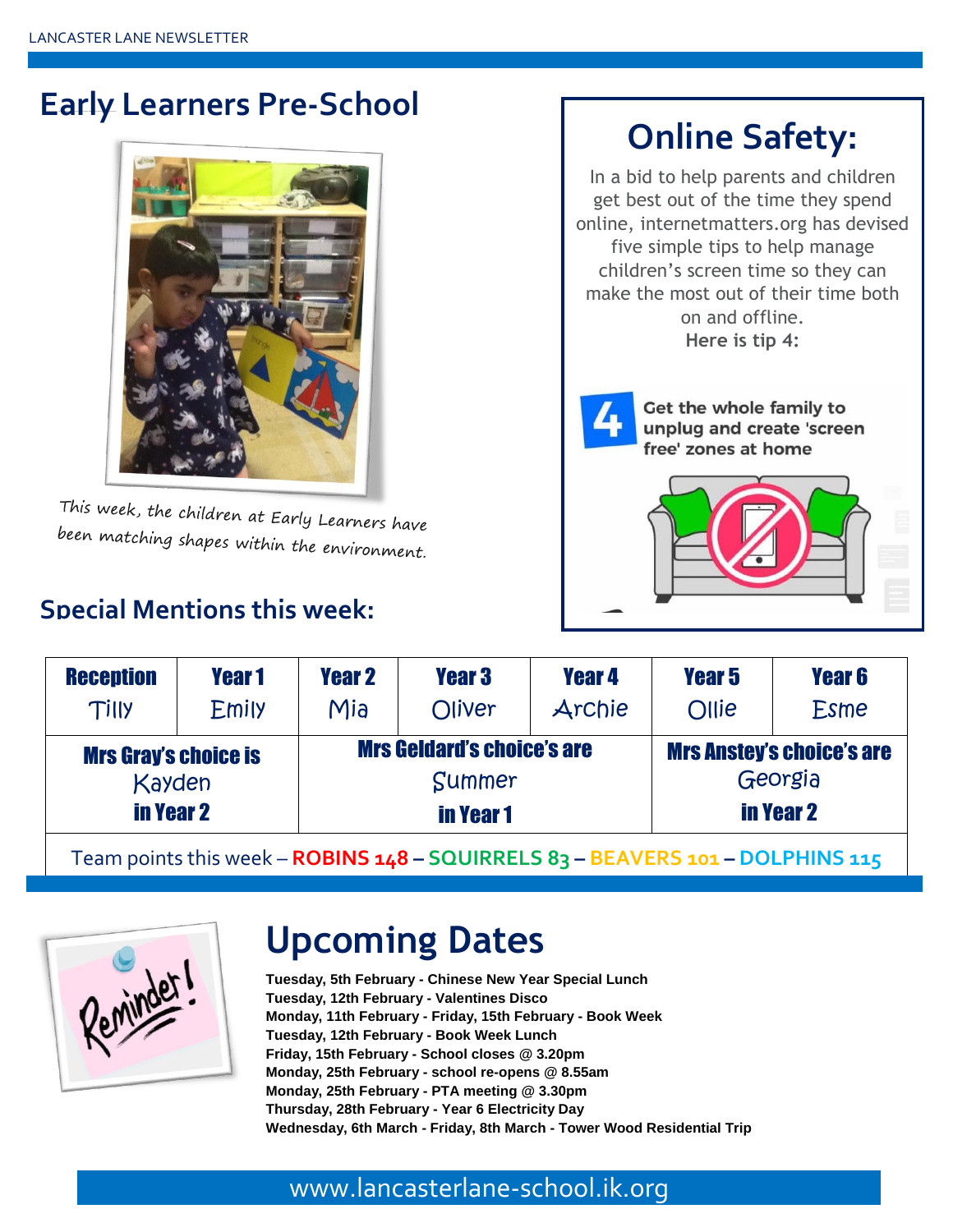## Early Learners Pre-School

This week, the children at Early Learners have been matching shapes within the environment.

## Online Safety:

In a bid to help parents and children get best out of the time they spend online, internetmatters.org has devised five simple tips to help manage children's screen time so they can make the most out of their time both on and offline.

**Here is tip 4:**

4 Get the whole family to unplug and create 'screen free' zones at home

## Special Mentions this week:

| Reception | Year 1 | Year 2 | Year 3 | Year 4 | Year 5 | Year 6 |
|---|---|---|---|---|---|---|
| Tilly | Emily | Mia | Oliver | Archie | Ollie | Esme |
| **Mrs Gray's choice is** Kayden **in Year 2** | | **Mrs Geldard's choice's are** Summer **in Year 1** | | | **Mrs Anstey's choice's are** Georgia **in Year 2** | |

Team points this week – **ROBINS 148** – **SQUIRRELS 83** – **BEAVERS 101** – **DOLPHINS 115**

Reminder!

## Upcoming Dates

**Tuesday, 5th February - Chinese New Year Special Lunch**
**Tuesday, 12th February - Valentines Disco**
**Monday, 11th February - Friday, 15th February - Book Week**
**Tuesday, 12th February - Book Week Lunch**
**Friday, 15th February - School closes @ 3.20pm**
**Monday, 25th February - school re-opens @ 8.55am**
**Monday, 25th February - PTA meeting @ 3.30pm**
**Thursday, 28th February - Year 6 Electricity Day**
**Wednesday, 6th March - Friday, 8th March - Tower Wood Residential Trip**

www.lancasterlane-school.ik.org